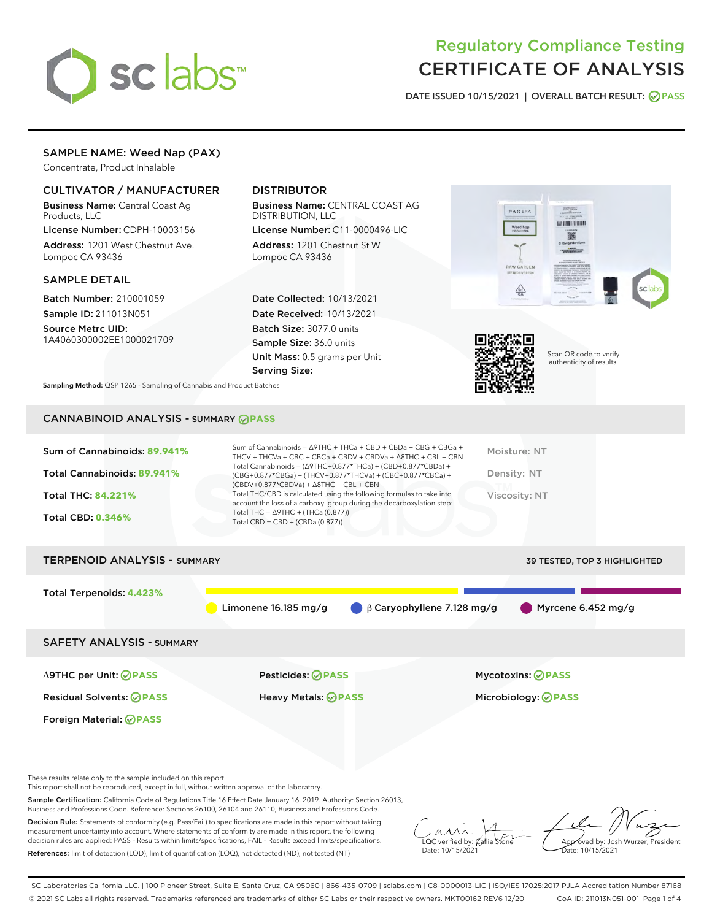# Regulatory Compliance Testing
# CERTIFICATE OF ANALYSIS

DATE ISSUED 10/15/2021 | OVERALL BATCH RESULT: PASS

## SAMPLE NAME: Weed Nap (PAX)

Concentrate, Product Inhalable

### CULTIVATOR / MANUFACTURER

**Business Name:** Central Coast Ag Products, LLC

**License Number:** CDPH-10003156

**Address:** 1201 West Chestnut Ave. Lompoc CA 93436

### DISTRIBUTOR

**Business Name:** CENTRAL COAST AG DISTRIBUTION, LLC

**License Number:** C11-0000496-LIC

**Address:** 1201 Chestnut St W Lompoc CA 93436

### SAMPLE DETAIL

**Batch Number:** 210001059

**Sample ID:** 211013N051

**Source Metrc UID:** 1A4060300002EE1000021709

**Date Collected:** 10/13/2021

**Date Received:** 10/13/2021

**Batch Size:** 3077.0 units

**Sample Size:** 36.0 units

**Unit Mass:** 0.5 grams per Unit

**Serving Size:**

Scan QR code to verify authenticity of results.

**Sampling Method:** QSP 1265 - Sampling of Cannabis and Product Batches

## CANNABINOID ANALYSIS - SUMMARY PASS

**Sum of Cannabinoids:** 89.941%

**Total Cannabinoids:** 89.941%

**Total THC:** 84.221%

**Total CBD:** 0.346%

Sum of Cannabinoids = Δ9THC + THCa + CBD + CBDa + CBG + CBGa + THCV + THCVa + CBC + CBCa + CBDV + CBDVa + Δ8THC + CBL + CBN

Total Cannabinoids = (Δ9THC+0.877*THCa) + (CBD+0.877*CBDa) + (CBG+0.877*CBGa) + (THCV+0.877*THCVa) + (CBC+0.877*CBCa) + (CBDV+0.877*CBDVa) + Δ8THC + CBL + CBN

Total THC/CBD is calculated using the following formulas to take into account the loss of a carboxyl group during the decarboxylation step:

Total THC = Δ9THC + (THCa (0.877))

Total CBD = CBD + (CBDa (0.877))

Moisture: NT

Density: NT

Viscosity: NT

## TERPENOID ANALYSIS - SUMMARY

39 TESTED, TOP 3 HIGHLIGHTED

**Total Terpenoids:** 4.423%

Limonene 16.185 mg/g | β Caryophyllene 7.128 mg/g | Myrcene 6.452 mg/g

## SAFETY ANALYSIS - SUMMARY

| | | |
|---|---|---|
| Δ9THC per Unit: PASS | Pesticides: PASS | Mycotoxins: PASS |
| Residual Solvents: PASS | Heavy Metals: PASS | Microbiology: PASS |
| Foreign Material: PASS | | |

These results relate only to the sample included on this report.
This report shall not be reproduced, except in full, without written approval of the laboratory.

**Sample Certification:** California Code of Regulations Title 16 Effect Date January 16, 2019. Authority: Section 26013, Business and Professions Code. Reference: Sections 26100, 26104 and 26110, Business and Professions Code.

**Decision Rule:** Statements of conformity (e.g. Pass/Fail) to specifications are made in this report without taking measurement uncertainty into account. Where statements of conformity are made in this report, the following decision rules are applied: PASS – Results within limits/specifications, FAIL – Results exceed limits/specifications.

**References:** limit of detection (LOD), limit of quantification (LOQ), not detected (ND), not tested (NT)

LQC verified by: Callie Stone
Date: 10/15/2021

Approved by: Josh Wurzer, President
Date: 10/15/2021

SC Laboratories California LLC. | 100 Pioneer Street, Suite E, Santa Cruz, CA 95060 | 866-435-0709 | sclabs.com | C8-0000013-LIC | ISO/IES 17025:2017 PJLA Accreditation Number 87168
© 2021 SC Labs all rights reserved. Trademarks referenced are trademarks of either SC Labs or their respective owners. MKT00162 REV6 12/20 CoA ID: 211013N051-001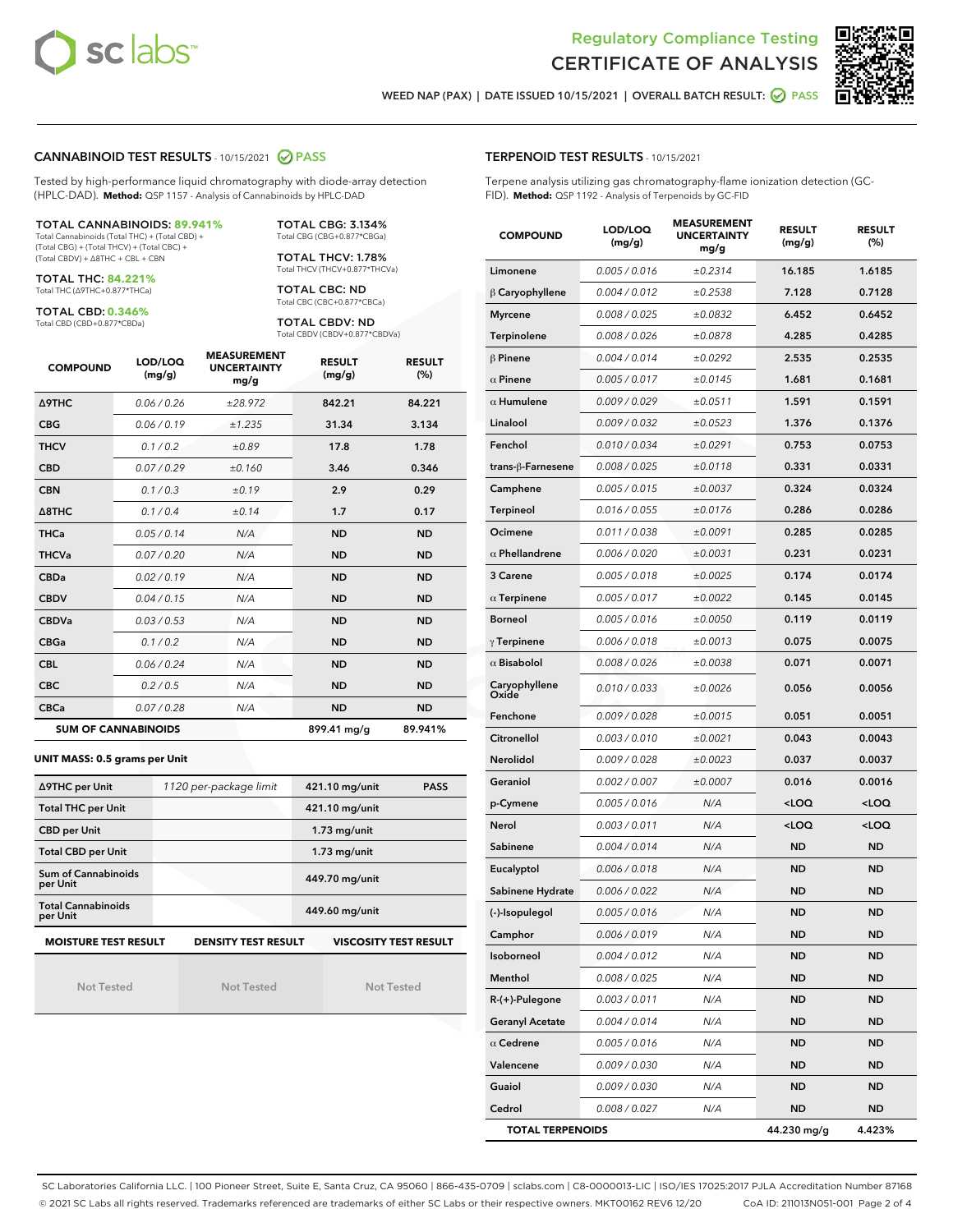# Regulatory Compliance Testing
# CERTIFICATE OF ANALYSIS

WEED NAP (PAX) | DATE ISSUED 10/15/2021 | OVERALL BATCH RESULT: PASS

## CANNABINOID TEST RESULTS - 10/15/2021 PASS

Tested by high-performance liquid chromatography with diode-array detection (HPLC-DAD). **Method:** QSP 1157 - Analysis of Cannabinoids by HPLC-DAD

**TOTAL CANNABINOIDS: 89.941%**
Total Cannabinoids (Total THC) + (Total CBD) + (Total CBG) + (Total THCV) + (Total CBC) + (Total CBDV) + Δ8THC + CBL + CBN

**TOTAL THC: 84.221%**
Total THC (Δ9THC+0.877*THCa)

**TOTAL CBD: 0.346%**
Total CBD (CBD+0.877*CBDa)

**TOTAL CBG: 3.134%**
Total CBG (CBG+0.877*CBGa)

**TOTAL THCV: 1.78%**
Total THCV (THCV+0.877*THCVa)

**TOTAL CBC: ND**
Total CBC (CBC+0.877*CBCa)

**TOTAL CBDV: ND**
Total CBDV (CBDV+0.877*CBDVa)

| COMPOUND | LOD/LOQ (mg/g) | MEASUREMENT UNCERTAINTY mg/g | RESULT (mg/g) | RESULT (%) |
|---|---|---|---|---|
| Δ9THC | 0.06 / 0.26 | ±28.972 | 842.21 | 84.221 |
| CBG | 0.06 / 0.19 | ±1.235 | 31.34 | 3.134 |
| THCV | 0.1 / 0.2 | ±0.89 | 17.8 | 1.78 |
| CBD | 0.07 / 0.29 | ±0.160 | 3.46 | 0.346 |
| CBN | 0.1 / 0.3 | ±0.19 | 2.9 | 0.29 |
| Δ8THC | 0.1 / 0.4 | ±0.14 | 1.7 | 0.17 |
| THCa | 0.05 / 0.14 | N/A | ND | ND |
| THCVa | 0.07 / 0.20 | N/A | ND | ND |
| CBDa | 0.02 / 0.19 | N/A | ND | ND |
| CBDV | 0.04 / 0.15 | N/A | ND | ND |
| CBDVa | 0.03 / 0.53 | N/A | ND | ND |
| CBGa | 0.1 / 0.2 | N/A | ND | ND |
| CBL | 0.06 / 0.24 | N/A | ND | ND |
| CBC | 0.2 / 0.5 | N/A | ND | ND |
| CBCa | 0.07 / 0.28 | N/A | ND | ND |
| **SUM OF CANNABINOIDS** | | | 899.41 mg/g | 89.941% |

**UNIT MASS: 0.5 grams per Unit**

| | | | |
|---|---|---|---|
| Δ9THC per Unit | 1120 per-package limit | 421.10 mg/unit | PASS |
| Total THC per Unit | | 421.10 mg/unit | |
| CBD per Unit | | 1.73 mg/unit | |
| Total CBD per Unit | | 1.73 mg/unit | |
| Sum of Cannabinoids per Unit | | 449.70 mg/unit | |
| Total Cannabinoids per Unit | | 449.60 mg/unit | |

| MOISTURE TEST RESULT | DENSITY TEST RESULT | VISCOSITY TEST RESULT |
|---|---|---|
| Not Tested | Not Tested | Not Tested |

## TERPENOID TEST RESULTS - 10/15/2021

Terpene analysis utilizing gas chromatography-flame ionization detection (GC-FID). **Method:** QSP 1192 - Analysis of Terpenoids by GC-FID

| COMPOUND | LOD/LOQ (mg/g) | MEASUREMENT UNCERTAINTY mg/g | RESULT (mg/g) | RESULT (%) |
|---|---|---|---|---|
| Limonene | 0.005 / 0.016 | ±0.2314 | 16.185 | 1.6185 |
| β Caryophyllene | 0.004 / 0.012 | ±0.2538 | 7.128 | 0.7128 |
| Myrcene | 0.008 / 0.025 | ±0.0832 | 6.452 | 0.6452 |
| Terpinolene | 0.008 / 0.026 | ±0.0878 | 4.285 | 0.4285 |
| β Pinene | 0.004 / 0.014 | ±0.0292 | 2.535 | 0.2535 |
| α Pinene | 0.005 / 0.017 | ±0.0145 | 1.681 | 0.1681 |
| α Humulene | 0.009 / 0.029 | ±0.0511 | 1.591 | 0.1591 |
| Linalool | 0.009 / 0.032 | ±0.0523 | 1.376 | 0.1376 |
| Fenchol | 0.010 / 0.034 | ±0.0291 | 0.753 | 0.0753 |
| trans-β-Farnesene | 0.008 / 0.025 | ±0.0118 | 0.331 | 0.0331 |
| Camphene | 0.005 / 0.015 | ±0.0037 | 0.324 | 0.0324 |
| Terpineol | 0.016 / 0.055 | ±0.0176 | 0.286 | 0.0286 |
| Ocimene | 0.011 / 0.038 | ±0.0091 | 0.285 | 0.0285 |
| α Phellandrene | 0.006 / 0.020 | ±0.0031 | 0.231 | 0.0231 |
| 3 Carene | 0.005 / 0.018 | ±0.0025 | 0.174 | 0.0174 |
| α Terpinene | 0.005 / 0.017 | ±0.0022 | 0.145 | 0.0145 |
| Borneol | 0.005 / 0.016 | ±0.0050 | 0.119 | 0.0119 |
| γ Terpinene | 0.006 / 0.018 | ±0.0013 | 0.075 | 0.0075 |
| α Bisabolol | 0.008 / 0.026 | ±0.0038 | 0.071 | 0.0071 |
| Caryophyllene Oxide | 0.010 / 0.033 | ±0.0026 | 0.056 | 0.0056 |
| Fenchone | 0.009 / 0.028 | ±0.0015 | 0.051 | 0.0051 |
| Citronellol | 0.003 / 0.010 | ±0.0021 | 0.043 | 0.0043 |
| Nerolidol | 0.009 / 0.028 | ±0.0023 | 0.037 | 0.0037 |
| Geraniol | 0.002 / 0.007 | ±0.0007 | 0.016 | 0.0016 |
| p-Cymene | 0.005 / 0.016 | N/A | <LOQ | <LOQ |
| Nerol | 0.003 / 0.011 | N/A | <LOQ | <LOQ |
| Sabinene | 0.004 / 0.014 | N/A | ND | ND |
| Eucalyptol | 0.006 / 0.018 | N/A | ND | ND |
| Sabinene Hydrate | 0.006 / 0.022 | N/A | ND | ND |
| (-)-Isopulegol | 0.005 / 0.016 | N/A | ND | ND |
| Camphor | 0.006 / 0.019 | N/A | ND | ND |
| Isoborneol | 0.004 / 0.012 | N/A | ND | ND |
| Menthol | 0.008 / 0.025 | N/A | ND | ND |
| R-(+)-Pulegone | 0.003 / 0.011 | N/A | ND | ND |
| Geranyl Acetate | 0.004 / 0.014 | N/A | ND | ND |
| α Cedrene | 0.005 / 0.016 | N/A | ND | ND |
| Valencene | 0.009 / 0.030 | N/A | ND | ND |
| Guaiol | 0.009 / 0.030 | N/A | ND | ND |
| Cedrol | 0.008 / 0.027 | N/A | ND | ND |
| **TOTAL TERPENOIDS** | | | 44.230 mg/g | 4.423% |

SC Laboratories California LLC. | 100 Pioneer Street, Suite E, Santa Cruz, CA 95060 | 866-435-0709 | sclabs.com | C8-0000013-LIC | ISO/IES 17025:2017 PJLA Accreditation Number 87168
© 2021 SC Labs all rights reserved. Trademarks referenced are trademarks of either SC Labs or their respective owners. MKT00162 REV6 12/20 CoA ID: 211013N051-001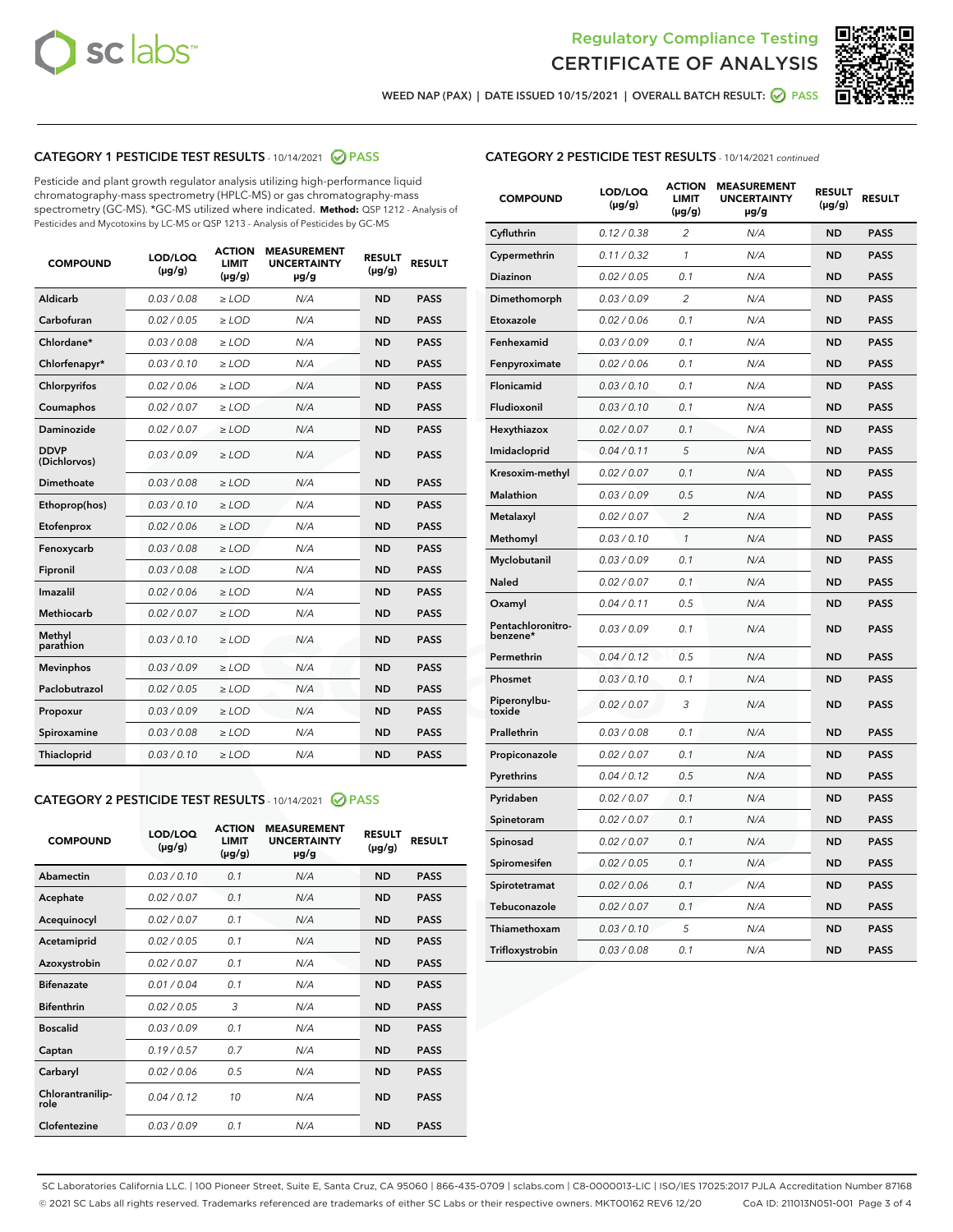Regulatory Compliance Testing
CERTIFICATE OF ANALYSIS

WEED NAP (PAX) | DATE ISSUED 10/15/2021 | OVERALL BATCH RESULT: PASS

## CATEGORY 1 PESTICIDE TEST RESULTS - 10/14/2021 PASS

Pesticide and plant growth regulator analysis utilizing high-performance liquid chromatography-mass spectrometry (HPLC-MS) or gas chromatography-mass spectrometry (GC-MS). *GC-MS utilized where indicated. **Method:** QSP 1212 - Analysis of Pesticides and Mycotoxins by LC-MS or QSP 1213 - Analysis of Pesticides by GC-MS

| COMPOUND | LOD/LOQ (µg/g) | ACTION LIMIT (µg/g) | MEASUREMENT UNCERTAINTY µg/g | RESULT (µg/g) | RESULT |
|---|---|---|---|---|---|
| Aldicarb | 0.03 / 0.08 | ≥ LOD | N/A | ND | PASS |
| Carbofuran | 0.02 / 0.05 | ≥ LOD | N/A | ND | PASS |
| Chlordane* | 0.03 / 0.08 | ≥ LOD | N/A | ND | PASS |
| Chlorfenapyr* | 0.03 / 0.10 | ≥ LOD | N/A | ND | PASS |
| Chlorpyrifos | 0.02 / 0.06 | ≥ LOD | N/A | ND | PASS |
| Coumaphos | 0.02 / 0.07 | ≥ LOD | N/A | ND | PASS |
| Daminozide | 0.02 / 0.07 | ≥ LOD | N/A | ND | PASS |
| DDVP (Dichlorvos) | 0.03 / 0.09 | ≥ LOD | N/A | ND | PASS |
| Dimethoate | 0.03 / 0.08 | ≥ LOD | N/A | ND | PASS |
| Ethoprop(hos) | 0.03 / 0.10 | ≥ LOD | N/A | ND | PASS |
| Etofenprox | 0.02 / 0.06 | ≥ LOD | N/A | ND | PASS |
| Fenoxycarb | 0.03 / 0.08 | ≥ LOD | N/A | ND | PASS |
| Fipronil | 0.03 / 0.08 | ≥ LOD | N/A | ND | PASS |
| Imazalil | 0.02 / 0.06 | ≥ LOD | N/A | ND | PASS |
| Methiocarb | 0.02 / 0.07 | ≥ LOD | N/A | ND | PASS |
| Methyl parathion | 0.03 / 0.10 | ≥ LOD | N/A | ND | PASS |
| Mevinphos | 0.03 / 0.09 | ≥ LOD | N/A | ND | PASS |
| Paclobutrazol | 0.02 / 0.05 | ≥ LOD | N/A | ND | PASS |
| Propoxur | 0.03 / 0.09 | ≥ LOD | N/A | ND | PASS |
| Spiroxamine | 0.03 / 0.08 | ≥ LOD | N/A | ND | PASS |
| Thiacloprid | 0.03 / 0.10 | ≥ LOD | N/A | ND | PASS |

## CATEGORY 2 PESTICIDE TEST RESULTS - 10/14/2021 PASS

| COMPOUND | LOD/LOQ (µg/g) | ACTION LIMIT (µg/g) | MEASUREMENT UNCERTAINTY µg/g | RESULT (µg/g) | RESULT |
|---|---|---|---|---|---|
| Abamectin | 0.03 / 0.10 | 0.1 | N/A | ND | PASS |
| Acephate | 0.02 / 0.07 | 0.1 | N/A | ND | PASS |
| Acequinocyl | 0.02 / 0.07 | 0.1 | N/A | ND | PASS |
| Acetamiprid | 0.02 / 0.05 | 0.1 | N/A | ND | PASS |
| Azoxystrobin | 0.02 / 0.07 | 0.1 | N/A | ND | PASS |
| Bifenazate | 0.01 / 0.04 | 0.1 | N/A | ND | PASS |
| Bifenthrin | 0.02 / 0.05 | 3 | N/A | ND | PASS |
| Boscalid | 0.03 / 0.09 | 0.1 | N/A | ND | PASS |
| Captan | 0.19 / 0.57 | 0.7 | N/A | ND | PASS |
| Carbaryl | 0.02 / 0.06 | 0.5 | N/A | ND | PASS |
| Chlorantraniliprole | 0.04 / 0.12 | 10 | N/A | ND | PASS |
| Clofentezine | 0.03 / 0.09 | 0.1 | N/A | ND | PASS |
| Cyfluthrin | 0.12 / 0.38 | 2 | N/A | ND | PASS |
| Cypermethrin | 0.11 / 0.32 | 1 | N/A | ND | PASS |
| Diazinon | 0.02 / 0.05 | 0.1 | N/A | ND | PASS |
| Dimethomorph | 0.03 / 0.09 | 2 | N/A | ND | PASS |
| Etoxazole | 0.02 / 0.06 | 0.1 | N/A | ND | PASS |
| Fenhexamid | 0.03 / 0.09 | 0.1 | N/A | ND | PASS |
| Fenpyroximate | 0.02 / 0.06 | 0.1 | N/A | ND | PASS |
| Flonicamid | 0.03 / 0.10 | 0.1 | N/A | ND | PASS |
| Fludioxonil | 0.03 / 0.10 | 0.1 | N/A | ND | PASS |
| Hexythiazox | 0.02 / 0.07 | 0.1 | N/A | ND | PASS |
| Imidacloprid | 0.04 / 0.11 | 5 | N/A | ND | PASS |
| Kresoxim-methyl | 0.02 / 0.07 | 0.1 | N/A | ND | PASS |
| Malathion | 0.03 / 0.09 | 0.5 | N/A | ND | PASS |
| Metalaxyl | 0.02 / 0.07 | 2 | N/A | ND | PASS |
| Methomyl | 0.03 / 0.10 | 1 | N/A | ND | PASS |
| Myclobutanil | 0.03 / 0.09 | 0.1 | N/A | ND | PASS |
| Naled | 0.02 / 0.07 | 0.1 | N/A | ND | PASS |
| Oxamyl | 0.04 / 0.11 | 0.5 | N/A | ND | PASS |
| Pentachloronitrobenzene* | 0.03 / 0.09 | 0.1 | N/A | ND | PASS |
| Permethrin | 0.04 / 0.12 | 0.5 | N/A | ND | PASS |
| Phosmet | 0.03 / 0.10 | 0.1 | N/A | ND | PASS |
| Piperonylbutoxide | 0.02 / 0.07 | 3 | N/A | ND | PASS |
| Prallethrin | 0.03 / 0.08 | 0.1 | N/A | ND | PASS |
| Propiconazole | 0.02 / 0.07 | 0.1 | N/A | ND | PASS |
| Pyrethrins | 0.04 / 0.12 | 0.5 | N/A | ND | PASS |
| Pyridaben | 0.02 / 0.07 | 0.1 | N/A | ND | PASS |
| Spinetoram | 0.02 / 0.07 | 0.1 | N/A | ND | PASS |
| Spinosad | 0.02 / 0.07 | 0.1 | N/A | ND | PASS |
| Spiromesifen | 0.02 / 0.05 | 0.1 | N/A | ND | PASS |
| Spirotetramat | 0.02 / 0.06 | 0.1 | N/A | ND | PASS |
| Tebuconazole | 0.02 / 0.07 | 0.1 | N/A | ND | PASS |
| Thiamethoxam | 0.03 / 0.10 | 5 | N/A | ND | PASS |
| Trifloxystrobin | 0.03 / 0.08 | 0.1 | N/A | ND | PASS |

SC Laboratories California LLC. | 100 Pioneer Street, Suite E, Santa Cruz, CA 95060 | 866-435-0709 | sclabs.com | C8-0000013-LIC | ISO/IES 17025:2017 PJLA Accreditation Number 87168
© 2021 SC Labs all rights reserved. Trademarks referenced are trademarks of either SC Labs or their respective owners. MKT00162 REV6 12/20 CoA ID: 211013N051-001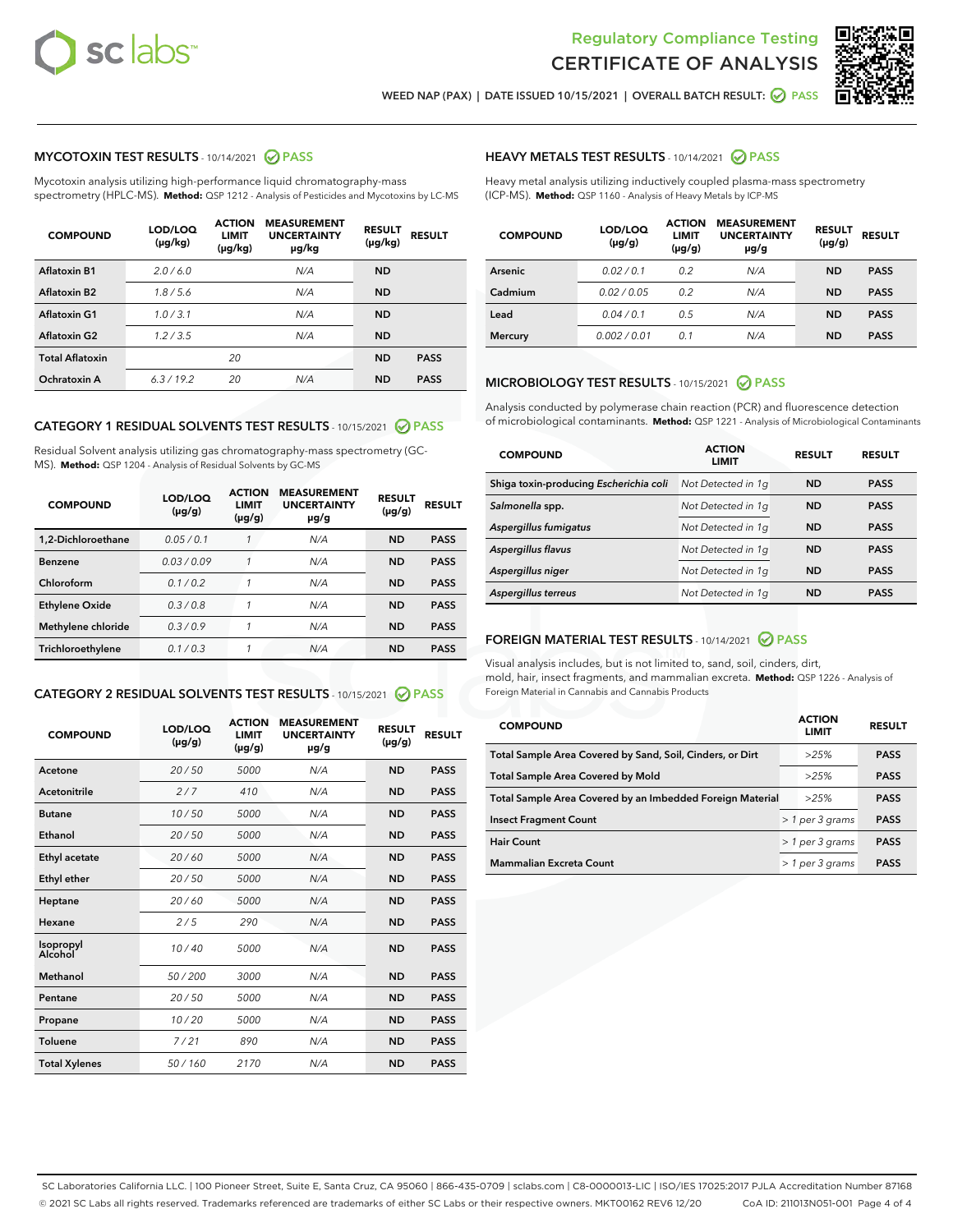Regulatory Compliance Testing

# CERTIFICATE OF ANALYSIS

WEED NAP (PAX) | DATE ISSUED 10/15/2021 | OVERALL BATCH RESULT: PASS

## MYCOTOXIN TEST RESULTS - 10/14/2021 PASS

Mycotoxin analysis utilizing high-performance liquid chromatography-mass spectrometry (HPLC-MS). **Method:** QSP 1212 - Analysis of Pesticides and Mycotoxins by LC-MS

| COMPOUND | LOD/LOQ (µg/kg) | ACTION LIMIT (µg/kg) | MEASUREMENT UNCERTAINTY µg/kg | RESULT (µg/kg) | RESULT |
|---|---|---|---|---|---|
| Aflatoxin B1 | 2.0 / 6.0 | | N/A | ND | |
| Aflatoxin B2 | 1.8 / 5.6 | | N/A | ND | |
| Aflatoxin G1 | 1.0 / 3.1 | | N/A | ND | |
| Aflatoxin G2 | 1.2 / 3.5 | | N/A | ND | |
| Total Aflatoxin | | 20 | | ND | PASS |
| Ochratoxin A | 6.3 / 19.2 | 20 | N/A | ND | PASS |

## CATEGORY 1 RESIDUAL SOLVENTS TEST RESULTS - 10/15/2021 PASS

Residual Solvent analysis utilizing gas chromatography-mass spectrometry (GC-MS). **Method:** QSP 1204 - Analysis of Residual Solvents by GC-MS

| COMPOUND | LOD/LOQ (µg/g) | ACTION LIMIT (µg/g) | MEASUREMENT UNCERTAINTY µg/g | RESULT (µg/g) | RESULT |
|---|---|---|---|---|---|
| 1,2-Dichloroethane | 0.05 / 0.1 | 1 | N/A | ND | PASS |
| Benzene | 0.03 / 0.09 | 1 | N/A | ND | PASS |
| Chloroform | 0.1 / 0.2 | 1 | N/A | ND | PASS |
| Ethylene Oxide | 0.3 / 0.8 | 1 | N/A | ND | PASS |
| Methylene chloride | 0.3 / 0.9 | 1 | N/A | ND | PASS |
| Trichloroethylene | 0.1 / 0.3 | 1 | N/A | ND | PASS |

## CATEGORY 2 RESIDUAL SOLVENTS TEST RESULTS - 10/15/2021 PASS

| COMPOUND | LOD/LOQ (µg/g) | ACTION LIMIT (µg/g) | MEASUREMENT UNCERTAINTY µg/g | RESULT (µg/g) | RESULT |
|---|---|---|---|---|---|
| Acetone | 20 / 50 | 5000 | N/A | ND | PASS |
| Acetonitrile | 2 / 7 | 410 | N/A | ND | PASS |
| Butane | 10 / 50 | 5000 | N/A | ND | PASS |
| Ethanol | 20 / 50 | 5000 | N/A | ND | PASS |
| Ethyl acetate | 20 / 60 | 5000 | N/A | ND | PASS |
| Ethyl ether | 20 / 50 | 5000 | N/A | ND | PASS |
| Heptane | 20 / 60 | 5000 | N/A | ND | PASS |
| Hexane | 2 / 5 | 290 | N/A | ND | PASS |
| Isopropyl Alcohol | 10 / 40 | 5000 | N/A | ND | PASS |
| Methanol | 50 / 200 | 3000 | N/A | ND | PASS |
| Pentane | 20 / 50 | 5000 | N/A | ND | PASS |
| Propane | 10 / 20 | 5000 | N/A | ND | PASS |
| Toluene | 7 / 21 | 890 | N/A | ND | PASS |
| Total Xylenes | 50 / 160 | 2170 | N/A | ND | PASS |

## HEAVY METALS TEST RESULTS - 10/14/2021 PASS

Heavy metal analysis utilizing inductively coupled plasma-mass spectrometry (ICP-MS). **Method:** QSP 1160 - Analysis of Heavy Metals by ICP-MS

| COMPOUND | LOD/LOQ (µg/g) | ACTION LIMIT (µg/g) | MEASUREMENT UNCERTAINTY µg/g | RESULT (µg/g) | RESULT |
|---|---|---|---|---|---|
| Arsenic | 0.02 / 0.1 | 0.2 | N/A | ND | PASS |
| Cadmium | 0.02 / 0.05 | 0.2 | N/A | ND | PASS |
| Lead | 0.04 / 0.1 | 0.5 | N/A | ND | PASS |
| Mercury | 0.002 / 0.01 | 0.1 | N/A | ND | PASS |

## MICROBIOLOGY TEST RESULTS - 10/15/2021 PASS

Analysis conducted by polymerase chain reaction (PCR) and fluorescence detection of microbiological contaminants. **Method:** QSP 1221 - Analysis of Microbiological Contaminants

| COMPOUND | ACTION LIMIT | RESULT | RESULT |
|---|---|---|---|
| Shiga toxin-producing *Escherichia coli* | Not Detected in 1g | ND | PASS |
| *Salmonella* spp. | Not Detected in 1g | ND | PASS |
| *Aspergillus fumigatus* | Not Detected in 1g | ND | PASS |
| *Aspergillus flavus* | Not Detected in 1g | ND | PASS |
| *Aspergillus niger* | Not Detected in 1g | ND | PASS |
| *Aspergillus terreus* | Not Detected in 1g | ND | PASS |

## FOREIGN MATERIAL TEST RESULTS - 10/14/2021 PASS

Visual analysis includes, but is not limited to, sand, soil, cinders, dirt, mold, hair, insect fragments, and mammalian excreta. **Method:** QSP 1226 - Analysis of Foreign Material in Cannabis and Cannabis Products

| COMPOUND | ACTION LIMIT | RESULT |
|---|---|---|
| Total Sample Area Covered by Sand, Soil, Cinders, or Dirt | >25% | PASS |
| Total Sample Area Covered by Mold | >25% | PASS |
| Total Sample Area Covered by an Imbedded Foreign Material | >25% | PASS |
| Insect Fragment Count | > 1 per 3 grams | PASS |
| Hair Count | > 1 per 3 grams | PASS |
| Mammalian Excreta Count | > 1 per 3 grams | PASS |

SC Laboratories California LLC. | 100 Pioneer Street, Suite E, Santa Cruz, CA 95060 | 866-435-0709 | sclabs.com | C8-0000013-LIC | ISO/IES 17025:2017 PJLA Accreditation Number 87168
© 2021 SC Labs all rights reserved. Trademarks referenced are trademarks of either SC Labs or their respective owners. MKT00162 REV6 12/20 CoA ID: 211013N051-001